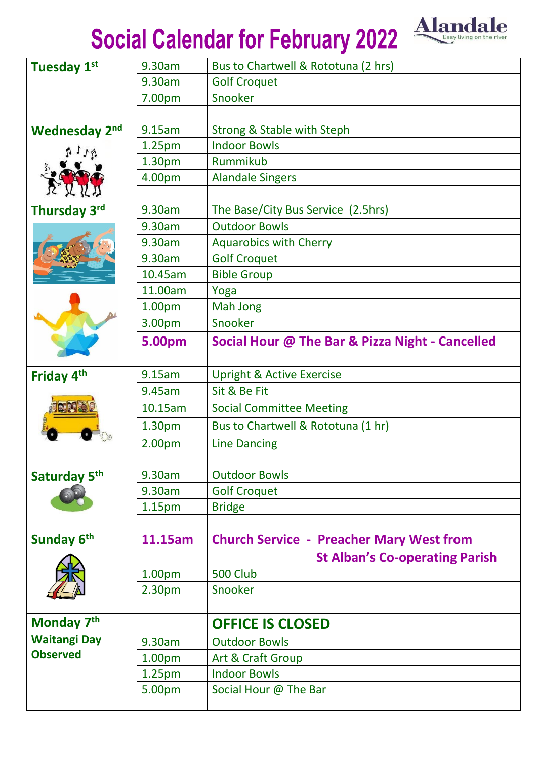# Social Calendar for February 2022

Alandale
Easy living on the river

| Day | Time | Activity |
|---|---|---|
| **Tuesday 1st** | 9.30am | Bus to Chartwell & Rototuna (2 hrs) |
| | 9.30am | Golf Croquet |
| | 7.00pm | Snooker |
| | | |
| **Wednesday 2nd** | 9.15am | Strong & Stable with Steph |
| | 1.25pm | Indoor Bowls |
| | 1.30pm | Rummikub |
| | 4.00pm | Alandale Singers |
| | | |
| **Thursday 3rd** | 9.30am | The Base/City Bus Service (2.5hrs) |
| | 9.30am | Outdoor Bowls |
| | 9.30am | Aquarobics with Cherry |
| | 9.30am | Golf Croquet |
| | 10.45am | Bible Group |
| | 11.00am | Yoga |
| | 1.00pm | Mah Jong |
| | 3.00pm | Snooker |
| | **5.00pm** | **Social Hour @ The Bar & Pizza Night - Cancelled** |
| | | |
| **Friday 4th** | 9.15am | Upright & Active Exercise |
| | 9.45am | Sit & Be Fit |
| | 10.15am | Social Committee Meeting |
| | 1.30pm | Bus to Chartwell & Rototuna (1 hr) |
| | 2.00pm | Line Dancing |
| | | |
| **Saturday 5th** | 9.30am | Outdoor Bowls |
| | 9.30am | Golf Croquet |
| | 1.15pm | Bridge |
| | | |
| **Sunday 6th** | **11.15am** | **Church Service - Preacher Mary West from St Alban's Co-operating Parish** |
| | 1.00pm | 500 Club |
| | 2.30pm | Snooker |
| | | |
| **Monday 7th Waitangi Day Observed** | | **OFFICE IS CLOSED** |
| | 9.30am | Outdoor Bowls |
| | 1.00pm | Art & Craft Group |
| | 1.25pm | Indoor Bowls |
| | 5.00pm | Social Hour @ The Bar |
| | | |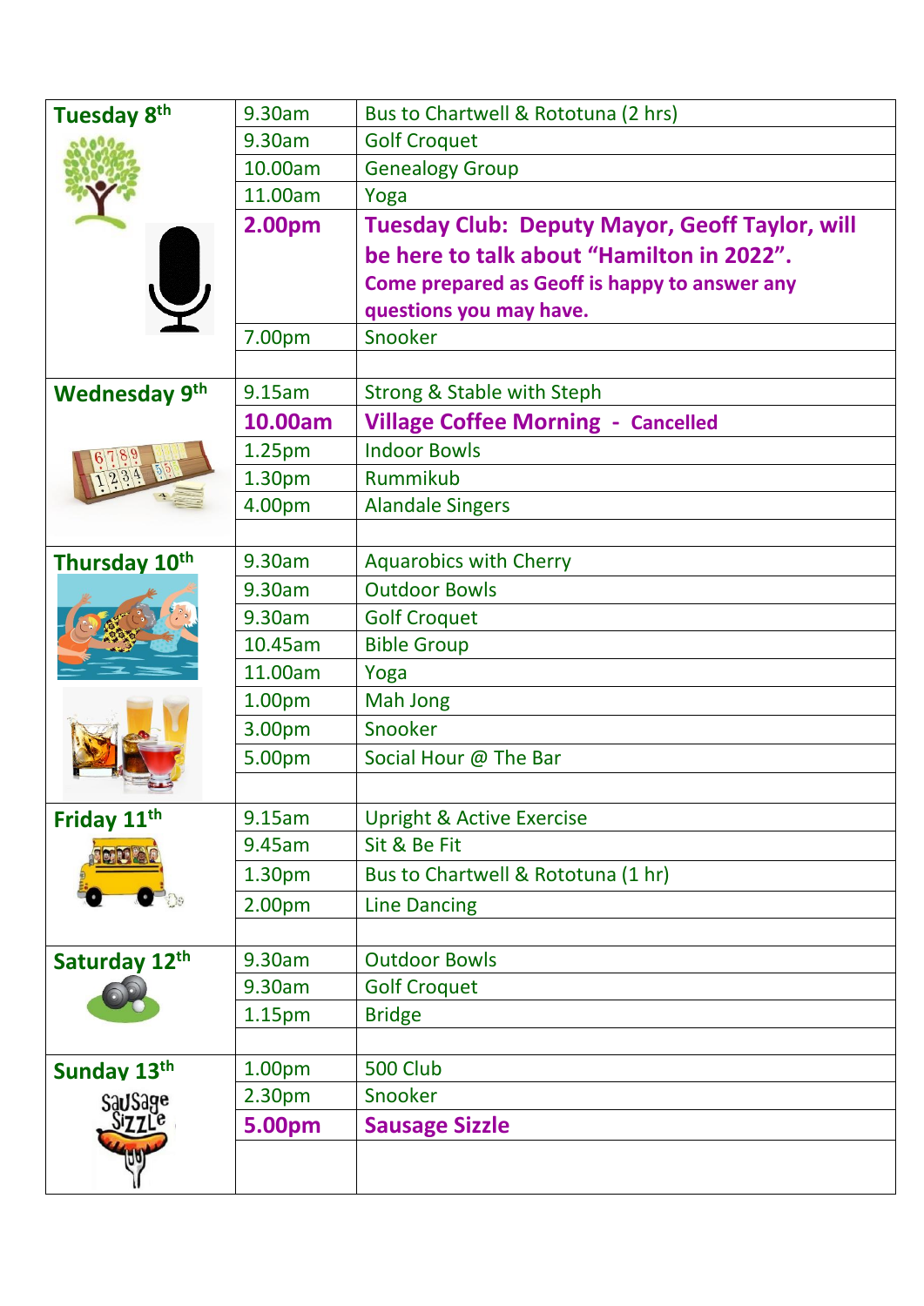| Day | Time | Activity |
|---|---|---|
| **Tuesday 8th** | 9.30am | Bus to Chartwell & Rototuna (2 hrs) |
| | 9.30am | Golf Croquet |
| | 10.00am | Genealogy Group |
| | 11.00am | Yoga |
| | **2.00pm** | **Tuesday Club: Deputy Mayor, Geoff Taylor, will be here to talk about "Hamilton in 2022". Come prepared as Geoff is happy to answer any questions you may have.** |
| | 7.00pm | Snooker |
| **Wednesday 9th** | 9.15am | Strong & Stable with Steph |
| | **10.00am** | **Village Coffee Morning - Cancelled** |
| | 1.25pm | Indoor Bowls |
| | 1.30pm | Rummikub |
| | 4.00pm | Alandale Singers |
| **Thursday 10th** | 9.30am | Aquarobics with Cherry |
| | 9.30am | Outdoor Bowls |
| | 9.30am | Golf Croquet |
| | 10.45am | Bible Group |
| | 11.00am | Yoga |
| | 1.00pm | Mah Jong |
| | 3.00pm | Snooker |
| | 5.00pm | Social Hour @ The Bar |
| **Friday 11th** | 9.15am | Upright & Active Exercise |
| | 9.45am | Sit & Be Fit |
| | 1.30pm | Bus to Chartwell & Rototuna (1 hr) |
| | 2.00pm | Line Dancing |
| **Saturday 12th** | 9.30am | Outdoor Bowls |
| | 9.30am | Golf Croquet |
| | 1.15pm | Bridge |
| **Sunday 13th** | 1.00pm | 500 Club |
| | 2.30pm | Snooker |
| | **5.00pm** | **Sausage Sizzle** |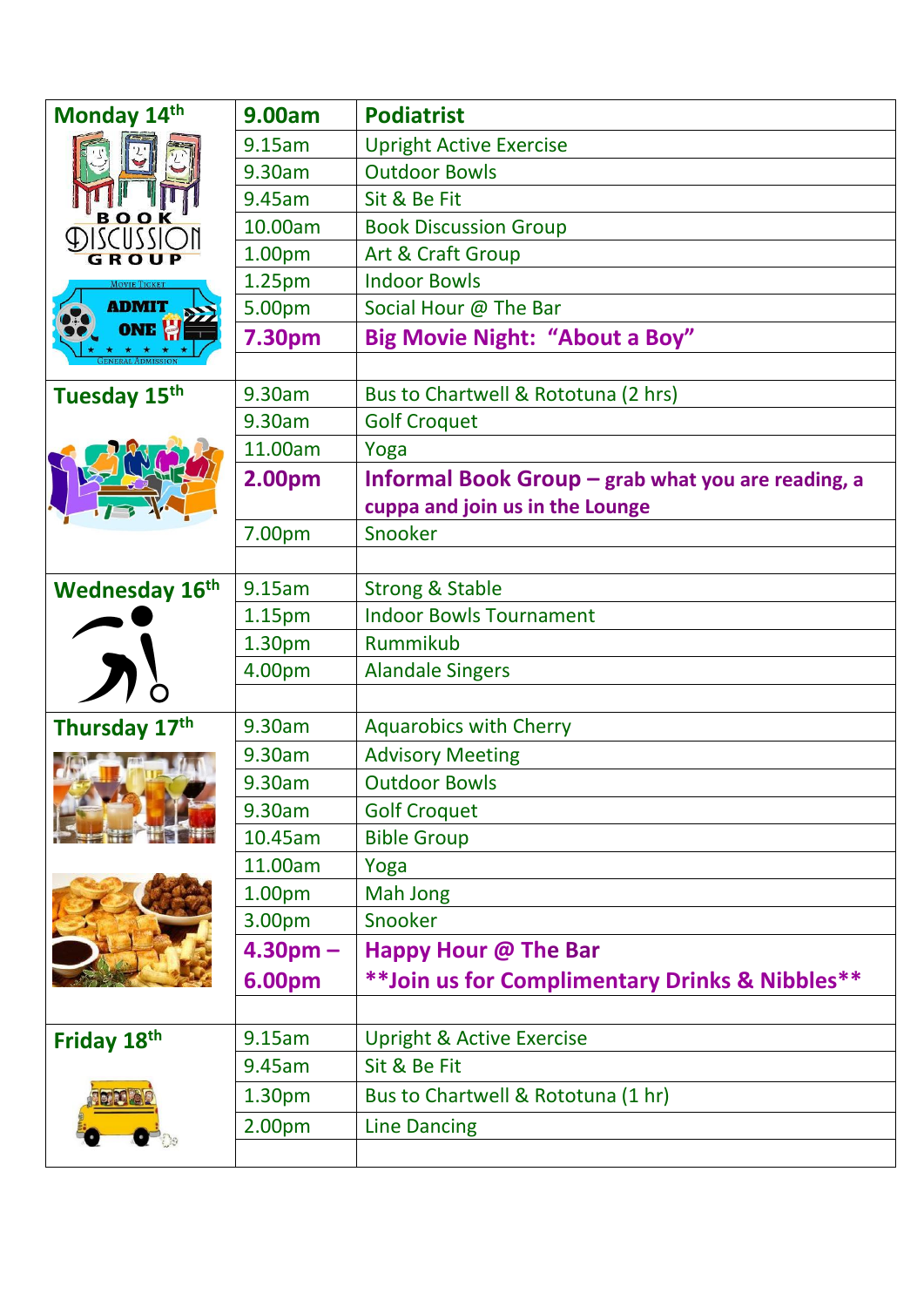| | | |
|---|---|---|
| **Monday 14th** | **9.00am** | **Podiatrist** |
| | 9.15am | Upright Active Exercise |
| | 9.30am | Outdoor Bowls |
| | 9.45am | Sit & Be Fit |
| | 10.00am | Book Discussion Group |
| | 1.00pm | Art & Craft Group |
| | 1.25pm | Indoor Bowls |
| | 5.00pm | Social Hour @ The Bar |
| | **7.30pm** | **Big Movie Night: "About a Boy"** |
| | | |
| **Tuesday 15th** | 9.30am | Bus to Chartwell & Rototuna (2 hrs) |
| | 9.30am | Golf Croquet |
| | 11.00am | Yoga |
| | **2.00pm** | **Informal Book Group – grab what you are reading, a cuppa and join us in the Lounge** |
| | 7.00pm | Snooker |
| | | |
| **Wednesday 16th** | 9.15am | Strong & Stable |
| | 1.15pm | Indoor Bowls Tournament |
| | 1.30pm | Rummikub |
| | 4.00pm | Alandale Singers |
| | | |
| **Thursday 17th** | 9.30am | Aquarobics with Cherry |
| | 9.30am | Advisory Meeting |
| | 9.30am | Outdoor Bowls |
| | 9.30am | Golf Croquet |
| | 10.45am | Bible Group |
| | 11.00am | Yoga |
| | 1.00pm | Mah Jong |
| | 3.00pm | Snooker |
| | **4.30pm – 6.00pm** | **Happy Hour @ The Bar** **\*\*Join us for Complimentary Drinks & Nibbles\*\*** |
| | | |
| **Friday 18th** | 9.15am | Upright & Active Exercise |
| | 9.45am | Sit & Be Fit |
| | 1.30pm | Bus to Chartwell & Rototuna (1 hr) |
| | 2.00pm | Line Dancing |
| | | |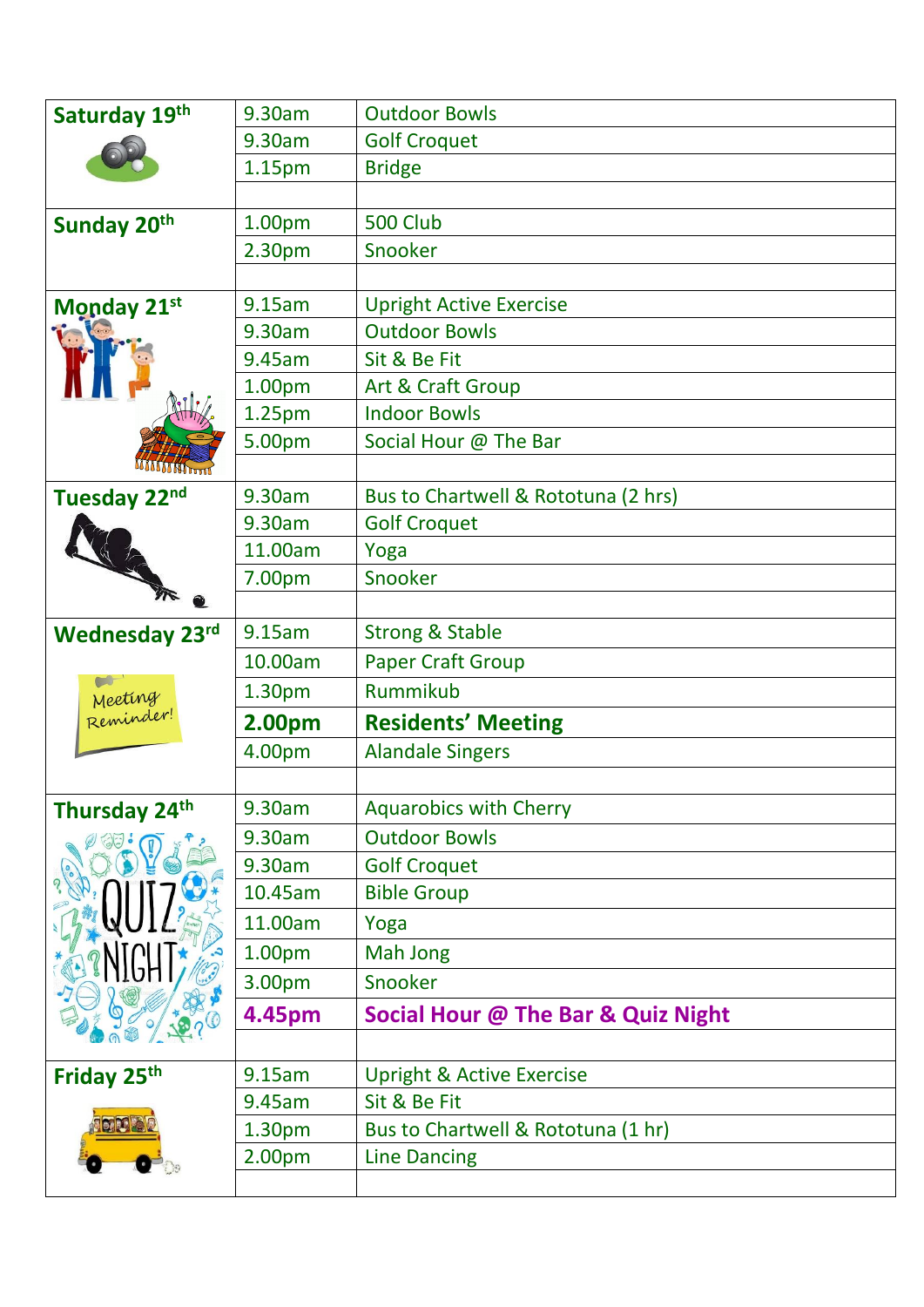| Day | Time | Activity |
|---|---|---|
| **Saturday 19th** | 9.30am | Outdoor Bowls |
| | 9.30am | Golf Croquet |
| | 1.15pm | Bridge |
| | | |
| **Sunday 20th** | 1.00pm | 500 Club |
| | 2.30pm | Snooker |
| | | |
| **Monday 21st** | 9.15am | Upright Active Exercise |
| | 9.30am | Outdoor Bowls |
| | 9.45am | Sit & Be Fit |
| | 1.00pm | Art & Craft Group |
| | 1.25pm | Indoor Bowls |
| | 5.00pm | Social Hour @ The Bar |
| | | |
| **Tuesday 22nd** | 9.30am | Bus to Chartwell & Rototuna (2 hrs) |
| | 9.30am | Golf Croquet |
| | 11.00am | Yoga |
| | 7.00pm | Snooker |
| | | |
| **Wednesday 23rd** | 9.15am | Strong & Stable |
| Meeting Reminder! | 10.00am | Paper Craft Group |
| | 1.30pm | Rummikub |
| | **2.00pm** | **Residents' Meeting** |
| | 4.00pm | Alandale Singers |
| | | |
| **Thursday 24th** | 9.30am | Aquarobics with Cherry |
| QUIZ NIGHT | 9.30am | Outdoor Bowls |
| | 9.30am | Golf Croquet |
| | 10.45am | Bible Group |
| | 11.00am | Yoga |
| | 1.00pm | Mah Jong |
| | 3.00pm | Snooker |
| | **4.45pm** | **Social Hour @ The Bar & Quiz Night** |
| | | |
| **Friday 25th** | 9.15am | Upright & Active Exercise |
| | 9.45am | Sit & Be Fit |
| | 1.30pm | Bus to Chartwell & Rototuna (1 hr) |
| | 2.00pm | Line Dancing |
| | | |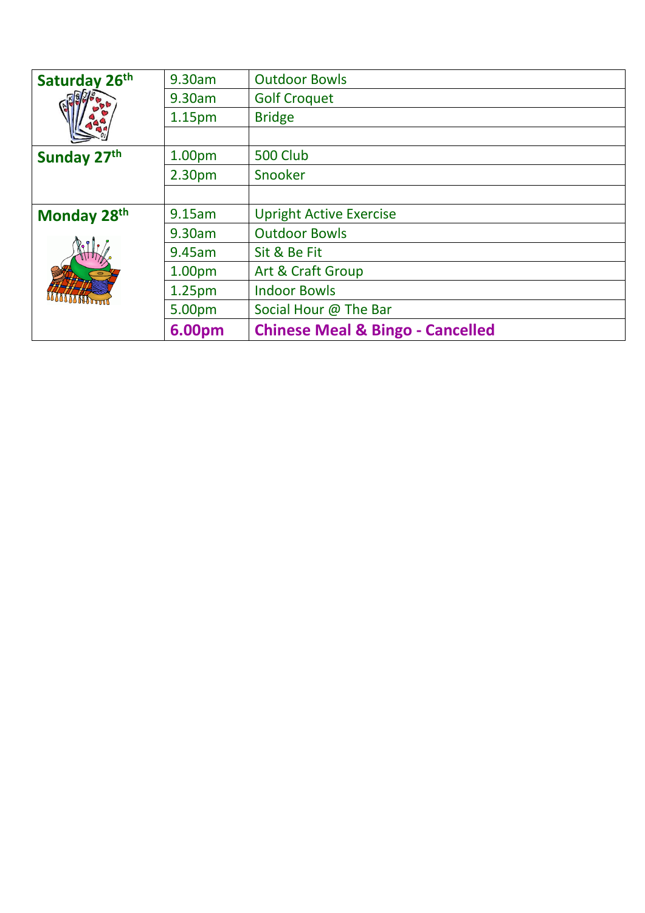| | | |
|---|---|---|
| **Saturday 26th** | 9.30am | Outdoor Bowls |
| | 9.30am | Golf Croquet |
| | 1.15pm | Bridge |
| | | |
| **Sunday 27th** | 1.00pm | 500 Club |
| | 2.30pm | Snooker |
| | | |
| **Monday 28th** | 9.15am | Upright Active Exercise |
| | 9.30am | Outdoor Bowls |
| | 9.45am | Sit & Be Fit |
| | 1.00pm | Art & Craft Group |
| | 1.25pm | Indoor Bowls |
| | 5.00pm | Social Hour @ The Bar |
| | **6.00pm** | **Chinese Meal & Bingo - Cancelled** |